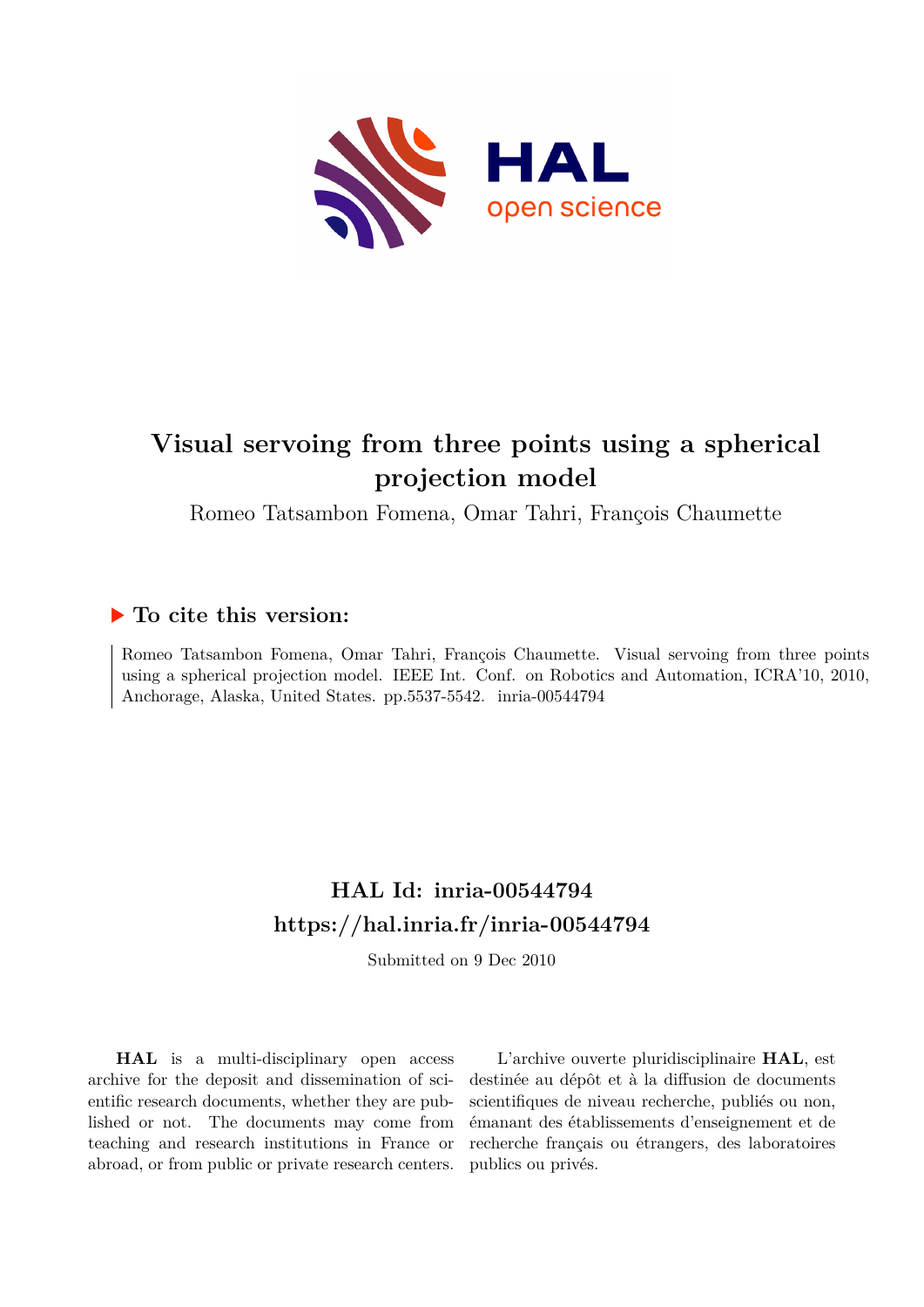# Visual servoing from three points using a spherical projection model

Romeo Tatsambon Fomena, Omar Tahri, François Chaumette

## ▶ To cite this version:

Romeo Tatsambon Fomena, Omar Tahri, François Chaumette. Visual servoing from three points using a spherical projection model. IEEE Int. Conf. on Robotics and Automation, ICRA'10, 2010, Anchorage, Alaska, United States. pp.5537-5542. inria-00544794

## HAL Id: inria-00544794
## https://hal.inria.fr/inria-00544794

Submitted on 9 Dec 2010

**HAL** is a multi-disciplinary open access archive for the deposit and dissemination of scientific research documents, whether they are published or not. The documents may come from teaching and research institutions in France or abroad, or from public or private research centers.

L'archive ouverte pluridisciplinaire **HAL**, est destinée au dépôt et à la diffusion de documents scientifiques de niveau recherche, publiés ou non, émanant des établissements d'enseignement et de recherche français ou étrangers, des laboratoires publics ou privés.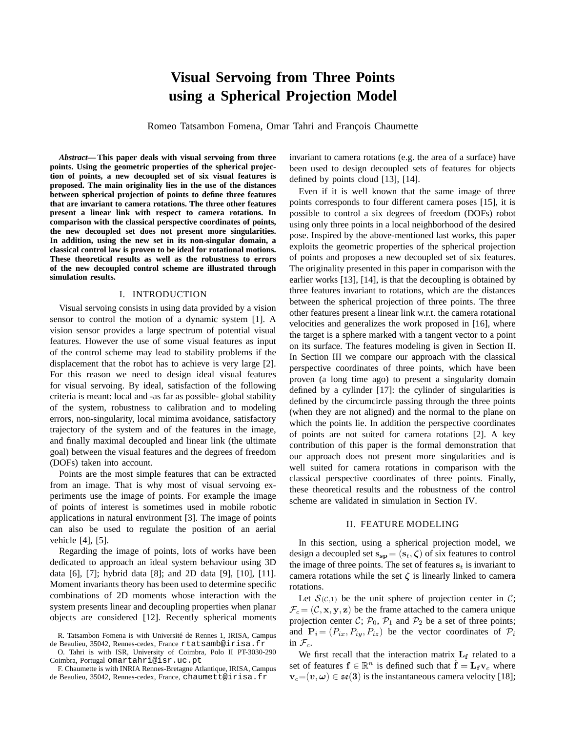# Visual Servoing from Three Points using a Spherical Projection Model

Romeo Tatsambon Fomena, Omar Tahri and François Chaumette

***Abstract*— This paper deals with visual servoing from three points. Using the geometric properties of the spherical projection of points, a new decoupled set of six visual features is proposed. The main originality lies in the use of the distances between spherical projection of points to define three features that are invariant to camera rotations. The three other features present a linear link with respect to camera rotations. In comparison with the classical perspective coordinates of points, the new decoupled set does not present more singularities. In addition, using the new set in its non-singular domain, a classical control law is proven to be ideal for rotational motions. These theoretical results as well as the robustness to errors of the new decoupled control scheme are illustrated through simulation results.**

## I. INTRODUCTION

Visual servoing consists in using data provided by a vision sensor to control the motion of a dynamic system [1]. A vision sensor provides a large spectrum of potential visual features. However the use of some visual features as input of the control scheme may lead to stability problems if the displacement that the robot has to achieve is very large [2]. For this reason we need to design ideal visual features for visual servoing. By ideal, satisfaction of the following criteria is meant: local and -as far as possible- global stability of the system, robustness to calibration and to modeling errors, non-singularity, local mimima avoidance, satisfactory trajectory of the system and of the features in the image, and finally maximal decoupled and linear link (the ultimate goal) between the visual features and the degrees of freedom (DOFs) taken into account.

Points are the most simple features that can be extracted from an image. That is why most of visual servoing experiments use the image of points. For example the image of points of interest is sometimes used in mobile robotic applications in natural environment [3]. The image of points can also be used to regulate the position of an aerial vehicle [4], [5].

Regarding the image of points, lots of works have been dedicated to approach an ideal system behaviour using 3D data [6], [7]; hybrid data [8]; and 2D data [9], [10], [11]. Moment invariants theory has been used to determine specific combinations of 2D moments whose interaction with the system presents linear and decoupling properties when planar objects are considered [12]. Recently spherical moments invariant to camera rotations (e.g. the area of a surface) have been used to design decoupled sets of features for objects defined by points cloud [13], [14].

Even if it is well known that the same image of three points corresponds to four different camera poses [15], it is possible to control a six degrees of freedom (DOFs) robot using only three points in a local neighborhood of the desired pose. Inspired by the above-mentioned last works, this paper exploits the geometric properties of the spherical projection of points and proposes a new decoupled set of six features. The originality presented in this paper in comparison with the earlier works [13], [14], is that the decoupling is obtained by three features invariant to rotations, which are the distances between the spherical projection of three points. The three other features present a linear link w.r.t. the camera rotational velocities and generalizes the work proposed in [16], where the target is a sphere marked with a tangent vector to a point on its surface. The features modeling is given in Section II. In Section III we compare our approach with the classical perspective coordinates of three points, which have been proven (a long time ago) to present a singularity domain defined by a cylinder [17]: the cylinder of singularities is defined by the circumcircle passing through the three points (when they are not aligned) and the normal to the plane on which the points lie. In addition the perspective coordinates of points are not suited for camera rotations [2]. A key contribution of this paper is the formal demonstration that our approach does not present more singularities and is well suited for camera rotations in comparison with the classical perspective coordinates of three points. Finally, these theoretical results and the robustness of the control scheme are validated in simulation in Section IV.

## II. FEATURE MODELING

In this section, using a spherical projection model, we design a decoupled set $\mathbf{s_{sp}} = (\mathbf{s}_t, \boldsymbol{\zeta})$ of six features to control the image of three points. The set of features $\mathbf{s}_t$ is invariant to camera rotations while the set $\boldsymbol{\zeta}$ is linearly linked to camera rotations.

Let $\mathcal{S}_{(\mathcal{C},1)}$ be the unit sphere of projection center in $\mathcal{C}$; $\mathcal{F}_c = (\mathcal{C}, \mathbf{x}, \mathbf{y}, \mathbf{z})$ be the frame attached to the camera unique projection center $\mathcal{C}$; $\mathcal{P}_0$, $\mathcal{P}_1$ and $\mathcal{P}_2$ be a set of three points; and $\mathbf{P}_i = (P_{ix}, P_{iy}, P_{iz})$ be the vector coordinates of $\mathcal{P}_i$ in $\mathcal{F}_c$.

We first recall that the interaction matrix $\mathbf{L_f}$ related to a set of features $\mathbf{f} \in \mathbb{R}^n$ is defined such that $\dot{\mathbf{f}} = \mathbf{L_f}\mathbf{v}_c$ where $\mathbf{v}_c = (\boldsymbol{v}, \boldsymbol{\omega}) \in \mathfrak{se}(\mathbf{3})$ is the instantaneous camera velocity [18];

R. Tatsambon Fomena is with Université de Rennes 1, IRISA, Campus de Beaulieu, 35042, Rennes-cedex, France rtatsamb@irisa.fr

O. Tahri is with ISR, University of Coimbra, Polo II PT-3030-290 Coimbra, Portugal omartahri@isr.uc.pt

F. Chaumette is with INRIA Rennes-Bretagne Atlantique, IRISA, Campus de Beaulieu, 35042, Rennes-cedex, France, chaumett@irisa.fr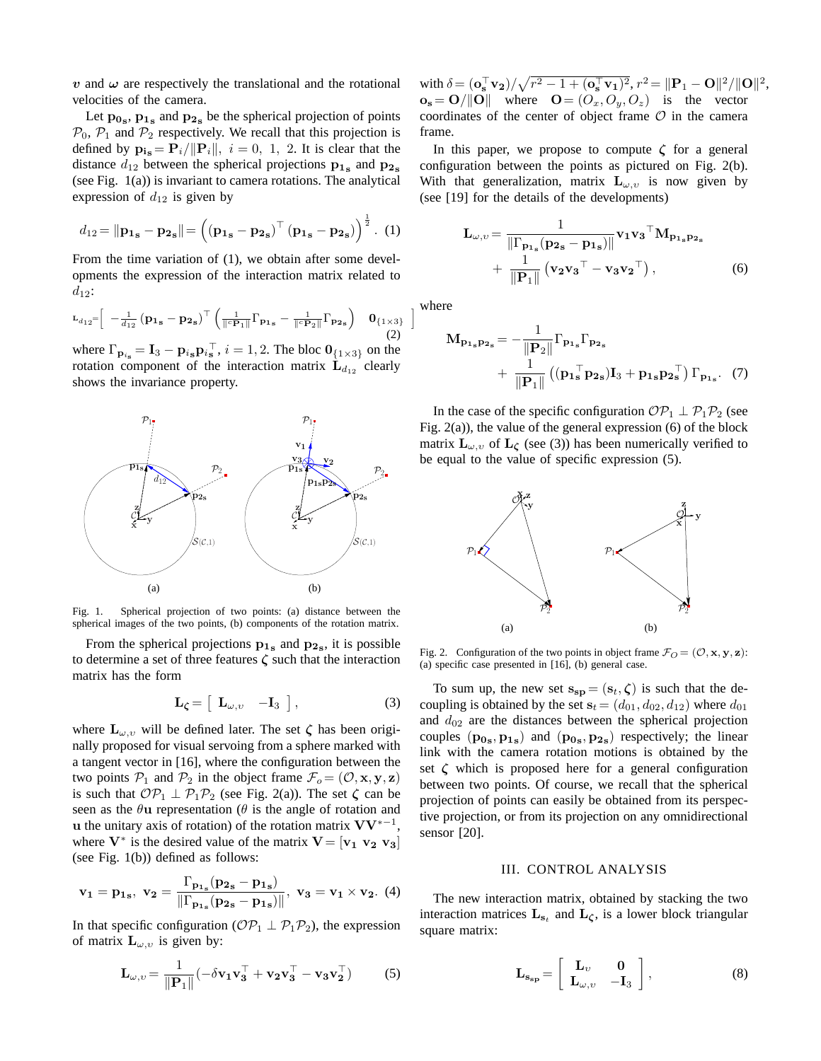$\boldsymbol{v}$ and $\boldsymbol{\omega}$ are respectively the translational and the rotational velocities of the camera.

Let $\mathbf{p_{0_s}}$, $\mathbf{p_{1_s}}$ and $\mathbf{p_{2_s}}$ be the spherical projection of points $\mathcal{P}_0$, $\mathcal{P}_1$ and $\mathcal{P}_2$ respectively. We recall that this projection is defined by $\mathbf{p_{i_s}} = \mathbf{P}_i/\|\mathbf{P}_i\|,\ i = 0,\ 1,\ 2$. It is clear that the distance $d_{12}$ between the spherical projections $\mathbf{p_{1_s}}$ and $\mathbf{p_{2_s}}$ (see Fig. 1(a)) is invariant to camera rotations. The analytical expression of $d_{12}$ is given by

$$d_{12} = \|\mathbf{p_{1_s}} - \mathbf{p_{2_s}}\| = \left((\mathbf{p_{1_s}} - \mathbf{p_{2_s}})^\top (\mathbf{p_{1_s}} - \mathbf{p_{2_s}})\right)^{\frac{1}{2}}. \quad (1)$$

From the time variation of (1), we obtain after some developments the expression of the interaction matrix related to $d_{12}$:

$$\mathbf{L}_{d_{12}} = \left[\ -\frac{1}{d_{12}}(\mathbf{p_{1_s}} - \mathbf{p_{2_s}})^\top \left(\frac{1}{\|{}^c\mathbf{P}_1\|}\Gamma_{\mathbf{p_{1_s}}} - \frac{1}{\|{}^c\mathbf{P}_2\|}\Gamma_{\mathbf{p_{2_s}}}\right) \quad \mathbf{0}_{\{1\times 3\}}\ \right] \quad (2)$$

where $\Gamma_{\mathbf{p}_{i_s}} = \mathbf{I}_3 - \mathbf{p}_{i_s}\mathbf{p}_{i_s}^\top,\ i = 1, 2$. The bloc $\mathbf{0}_{\{1\times 3\}}$ on the rotation component of the interaction matrix $\mathbf{L}_{d_{12}}$ clearly shows the invariance property.

Fig. 1. Spherical projection of two points: (a) distance between the spherical images of the two points, (b) components of the rotation matrix.

From the spherical projections $\mathbf{p_{1_s}}$ and $\mathbf{p_{2_s}}$, it is possible to determine a set of three features $\boldsymbol{\zeta}$ such that the interaction matrix has the form

$$\mathbf{L}_{\boldsymbol{\zeta}} = \left[\ \mathbf{L}_{\omega,\upsilon} \quad -\mathbf{I}_3\ \right], \quad (3)$$

where $\mathbf{L}_{\omega,\upsilon}$ will be defined later. The set $\boldsymbol{\zeta}$ has been originally proposed for visual servoing from a sphere marked with a tangent vector in [16], where the configuration between the two points $\mathcal{P}_1$ and $\mathcal{P}_2$ in the object frame $\mathcal{F}_o = (\mathcal{O}, \mathbf{x}, \mathbf{y}, \mathbf{z})$ is such that $\mathcal{O}\mathcal{P}_1 \perp \mathcal{P}_1\mathcal{P}_2$ (see Fig. 2(a)). The set $\boldsymbol{\zeta}$ can be seen as the $\theta\mathbf{u}$ representation ($\theta$ is the angle of rotation and $\mathbf{u}$ the unitary axis of rotation) of the rotation matrix $\mathbf{V}\mathbf{V}^{*-1}$, where $\mathbf{V}^*$ is the desired value of the matrix $\mathbf{V} = [\mathbf{v_1}\ \mathbf{v_2}\ \mathbf{v_3}]$ (see Fig. 1(b)) defined as follows:

$$\mathbf{v_1} = \mathbf{p_{1_s}},\ \mathbf{v_2} = \frac{\Gamma_{\mathbf{p_{1_s}}}(\mathbf{p_{2_s}} - \mathbf{p_{1_s}})}{\|\Gamma_{\mathbf{p_{1_s}}}(\mathbf{p_{2_s}} - \mathbf{p_{1_s}})\|},\ \mathbf{v_3} = \mathbf{v_1} \times \mathbf{v_2}. \quad (4)$$

In that specific configuration ($\mathcal{O}\mathcal{P}_1 \perp \mathcal{P}_1\mathcal{P}_2$), the expression of matrix $\mathbf{L}_{\omega,\upsilon}$ is given by:

$$\mathbf{L}_{\omega,\upsilon} = \frac{1}{\|\mathbf{P}_1\|}(-\delta\mathbf{v_1}\mathbf{v_3}^\top + \mathbf{v_2}\mathbf{v_3}^\top - \mathbf{v_3}\mathbf{v_2}^\top) \quad (5)$$

with $\delta = (\mathbf{o_s}^\top\mathbf{v_2})/\sqrt{r^2 - 1 + (\mathbf{o_s}^\top\mathbf{v_1})^2}$, $r^2 = \|\mathbf{P}_1 - \mathbf{O}\|^2/\|\mathbf{O}\|^2$, $\mathbf{o_s} = \mathbf{O}/\|\mathbf{O}\|$ where $\mathbf{O} = (O_x, O_y, O_z)$ is the vector coordinates of the center of object frame $\mathcal{O}$ in the camera frame.

In this paper, we propose to compute $\boldsymbol{\zeta}$ for a general configuration between the points as pictured on Fig. 2(b). With that generalization, matrix $\mathbf{L}_{\omega,\upsilon}$ is now given by (see [19] for the details of the developments)

$$\mathbf{L}_{\omega,\upsilon} = \frac{1}{\|\Gamma_{\mathbf{p_{1_s}}}(\mathbf{p_{2_s}} - \mathbf{p_{1_s}})\|}\mathbf{v_1}\mathbf{v_3}^\top\mathbf{M}_{\mathbf{p_{1_s}}\mathbf{p_{2_s}}} + \frac{1}{\|\mathbf{P}_1\|}\left(\mathbf{v_2}\mathbf{v_3}^\top - \mathbf{v_3}\mathbf{v_2}^\top\right), \quad (6)$$

where

$$\mathbf{M}_{\mathbf{p_{1_s}}\mathbf{p_{2_s}}} = -\frac{1}{\|\mathbf{P}_2\|}\Gamma_{\mathbf{p_{1_s}}}\Gamma_{\mathbf{p_{2_s}}} + \frac{1}{\|\mathbf{P}_1\|}\left((\mathbf{p_{1_s}}^\top\mathbf{p_{2_s}})\mathbf{I}_3 + \mathbf{p_{1_s}}\mathbf{p_{2_s}}^\top\right)\Gamma_{\mathbf{p_{1_s}}}. \quad (7)$$

In the case of the specific configuration $\mathcal{O}\mathcal{P}_1 \perp \mathcal{P}_1\mathcal{P}_2$ (see Fig. 2(a)), the value of the general expression (6) of the block matrix $\mathbf{L}_{\omega,\upsilon}$ of $\mathbf{L}_{\boldsymbol{\zeta}}$ (see (3)) has been numerically verified to be equal to the value of specific expression (5).

Fig. 2. Configuration of the two points in object frame $\mathcal{F}_O = (\mathcal{O}, \mathbf{x}, \mathbf{y}, \mathbf{z})$: (a) specific case presented in [16], (b) general case.

To sum up, the new set $\mathbf{s_{sp}} = (\mathbf{s}_t, \boldsymbol{\zeta})$ is such that the decoupling is obtained by the set $\mathbf{s}_t = (d_{01}, d_{02}, d_{12})$ where $d_{01}$ and $d_{02}$ are the distances between the spherical projection couples $(\mathbf{p_{0_s}}, \mathbf{p_{1_s}})$ and $(\mathbf{p_{0_s}}, \mathbf{p_{2_s}})$ respectively; the linear link with the camera rotation motions is obtained by the set $\boldsymbol{\zeta}$ which is proposed here for a general configuration between two points. Of course, we recall that the spherical projection of points can easily be obtained from its perspective projection, or from its projection on any omnidirectional sensor [20].

## III. CONTROL ANALYSIS

The new interaction matrix, obtained by stacking the two interaction matrices $\mathbf{L}_{\mathbf{s}_t}$ and $\mathbf{L}_{\boldsymbol{\zeta}}$, is a lower block triangular square matrix:

$$\mathbf{L}_{\mathbf{s_{sp}}} = \begin{bmatrix} \mathbf{L}_\upsilon & \mathbf{0} \\ \mathbf{L}_{\omega,\upsilon} & -\mathbf{I}_3 \end{bmatrix}, \quad (8)$$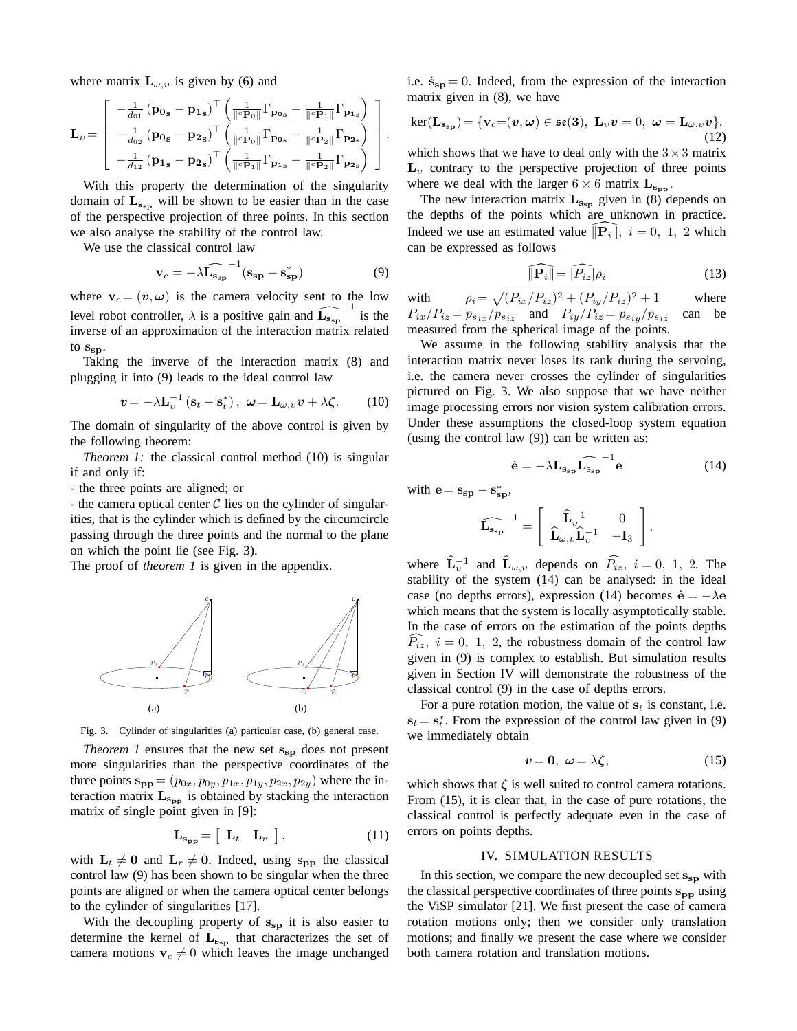where matrix $\mathbf{L}_{\omega,\upsilon}$ is given by (6) and

$$
\mathbf{L}_{\upsilon} = \begin{bmatrix} -\frac{1}{d_{01}}\left(\mathbf{p_{0s}} - \mathbf{p_{1s}}\right)^{\top}\left(\frac{1}{\|^{c}\mathbf{P}_0\|}\Gamma_{\mathbf{p_{0s}}} - \frac{1}{\|^{c}\mathbf{P}_1\|}\Gamma_{\mathbf{p_{1s}}}\right) \\ -\frac{1}{d_{02}}\left(\mathbf{p_{0s}} - \mathbf{p_{2s}}\right)^{\top}\left(\frac{1}{\|^{c}\mathbf{P}_0\|}\Gamma_{\mathbf{p_{0s}}} - \frac{1}{\|^{c}\mathbf{P}_2\|}\Gamma_{\mathbf{p_{2s}}}\right) \\ -\frac{1}{d_{12}}\left(\mathbf{p_{1s}} - \mathbf{p_{2s}}\right)^{\top}\left(\frac{1}{\|^{c}\mathbf{P}_1\|}\Gamma_{\mathbf{p_{1s}}} - \frac{1}{\|^{c}\mathbf{P}_2\|}\Gamma_{\mathbf{p_{2s}}}\right) \end{bmatrix}.
$$

With this property the determination of the singularity domain of $\mathbf{L}_{\mathbf{s_{sp}}}$ will be shown to be easier than in the case of the perspective projection of three points. In this section we also analyse the stability of the control law.

We use the classical control law

$$
\mathbf{v}_c = -\lambda \widehat{\mathbf{L}_{\mathbf{s_{sp}}}}^{-1}(\mathbf{s_{sp}} - \mathbf{s_{sp}}^*) \tag{9}
$$

where $\mathbf{v}_c = (\boldsymbol{\upsilon}, \boldsymbol{\omega})$ is the camera velocity sent to the low level robot controller, $\lambda$ is a positive gain and $\widehat{\mathbf{L}_{\mathbf{s_{sp}}}}^{-1}$ is the inverse of an approximation of the interaction matrix related to $\mathbf{s_{sp}}$.

Taking the inverve of the interaction matrix (8) and plugging it into (9) leads to the ideal control law

$$
\boldsymbol{\upsilon} = -\lambda \mathbf{L}_{\upsilon}^{-1}\left(\mathbf{s}_t - \mathbf{s}_t^*\right), \ \boldsymbol{\omega} = \mathbf{L}_{\omega,\upsilon}\boldsymbol{\upsilon} + \lambda\boldsymbol{\zeta}. \tag{10}
$$

The domain of singularity of the above control is given by the following theorem:

*Theorem 1:* the classical control method (10) is singular if and only if:

- the three points are aligned; or
- the camera optical center $\mathcal{C}$ lies on the cylinder of singularities, that is the cylinder which is defined by the circumcircle passing through the three points and the normal to the plane on which the point lie (see Fig. 3).

The proof of *theorem 1* is given in the appendix.

Fig. 3. Cylinder of singularities (a) particular case, (b) general case.

*Theorem 1* ensures that the new set $\mathbf{s_{sp}}$ does not present more singularities than the perspective coordinates of the three points $\mathbf{s_{pp}} = (p_{0x}, p_{0y}, p_{1x}, p_{1y}, p_{2x}, p_{2y})$ where the interaction matrix $\mathbf{L}_{\mathbf{s_{pp}}}$ is obtained by stacking the interaction matrix of single point given in [9]:

$$
\mathbf{L}_{\mathbf{s_{pp}}} = \begin{bmatrix} \mathbf{L}_t & \mathbf{L}_r \end{bmatrix}, \tag{11}
$$

with $\mathbf{L}_t \neq \mathbf{0}$ and $\mathbf{L}_r \neq \mathbf{0}$. Indeed, using $\mathbf{s_{pp}}$ the classical control law (9) has been shown to be singular when the three points are aligned or when the camera optical center belongs to the cylinder of singularities [17].

With the decoupling property of $\mathbf{s_{sp}}$ it is also easier to determine the kernel of $\mathbf{L}_{\mathbf{s_{sp}}}$ that characterizes the set of camera motions $\mathbf{v}_c \neq 0$ which leaves the image unchanged i.e. $\dot{\mathbf{s}}_{\mathbf{sp}} = 0$. Indeed, from the expression of the interaction matrix given in (8), we have

$$
\ker(\mathbf{L}_{\mathbf{s_{sp}}}) = \{\mathbf{v}_c = (\boldsymbol{\upsilon}, \boldsymbol{\omega}) \in \mathfrak{se}(\mathbf{3}), \ \mathbf{L}_{\upsilon}\boldsymbol{\upsilon} = 0, \ \boldsymbol{\omega} = \mathbf{L}_{\omega,\upsilon}\boldsymbol{\upsilon}\}, \tag{12}
$$

which shows that we have to deal only with the $3 \times 3$ matrix $\mathbf{L}_{\upsilon}$ contrary to the perspective projection of three points where we deal with the larger $6 \times 6$ matrix $\mathbf{L}_{\mathbf{s_{pp}}}$.

The new interaction matrix $\mathbf{L}_{\mathbf{s_{sp}}}$ given in (8) depends on the depths of the points which are unknown in practice. Indeed we use an estimated value $\widehat{\|\mathbf{P}_i\|}, \ i = 0, \ 1, \ 2$ which can be expressed as follows

$$
\widehat{\|\mathbf{P}_i\|} = |\widehat{P_{iz}}|\rho_i \tag{13}
$$

with $\rho_i = \sqrt{(P_{ix}/P_{iz})^2 + (P_{iy}/P_{iz})^2 + 1}$ where $P_{ix}/P_{iz} = p_{six}/p_{siz}$ and $P_{iy}/P_{iz} = p_{siy}/p_{siz}$ can be measured from the spherical image of the points.

We assume in the following stability analysis that the interaction matrix never loses its rank during the servoing, i.e. the camera never crosses the cylinder of singularities pictured on Fig. 3. We also suppose that we have neither image processing errors nor vision system calibration errors. Under these assumptions the closed-loop system equation (using the control law (9)) can be written as:

$$
\dot{\mathbf{e}} = -\lambda \mathbf{L}_{\mathbf{s_{sp}}}\widehat{\mathbf{L}_{\mathbf{s_{sp}}}}^{-1}\mathbf{e} \tag{14}
$$

with $\mathbf{e} = \mathbf{s_{sp}} - \mathbf{s_{sp}}^*$,

$$
\widehat{\mathbf{L}_{\mathbf{s_{sp}}}}^{-1} = \begin{bmatrix} \widehat{\mathbf{L}}_{\upsilon}^{-1} & 0 \\ \widehat{\mathbf{L}}_{\omega,\upsilon}\widehat{\mathbf{L}}_{\upsilon}^{-1} & -\mathbf{I}_3 \end{bmatrix},
$$

where $\widehat{\mathbf{L}}_{\upsilon}^{-1}$ and $\widehat{\mathbf{L}}_{\omega,\upsilon}$ depends on $\widehat{P_{iz}}, \ i = 0, \ 1, \ 2$. The stability of the system (14) can be analysed: in the ideal case (no depths errors), expression (14) becomes $\dot{\mathbf{e}} = -\lambda\mathbf{e}$ which means that the system is locally asymptotically stable. In the case of errors on the estimation of the points depths $\widehat{P_{iz}}, \ i = 0, \ 1, \ 2$, the robustness domain of the control law given in (9) is complex to establish. But simulation results given in Section IV will demonstrate the robustness of the classical control (9) in the case of depths errors.

For a pure rotation motion, the value of $\mathbf{s}_t$ is constant, i.e. $\mathbf{s}_t = \mathbf{s}_t^*$. From the expression of the control law given in (9) we immediately obtain

$$
\boldsymbol{\upsilon} = \mathbf{0}, \ \boldsymbol{\omega} = \lambda\boldsymbol{\zeta}, \tag{15}
$$

which shows that $\boldsymbol{\zeta}$ is well suited to control camera rotations. From (15), it is clear that, in the case of pure rotations, the classical control is perfectly adequate even in the case of errors on points depths.

## IV. SIMULATION RESULTS

In this section, we compare the new decoupled set $\mathbf{s_{sp}}$ with the classical perspective coordinates of three points $\mathbf{s_{pp}}$ using the ViSP simulator [21]. We first present the case of camera rotation motions only; then we consider only translation motions; and finally we present the case where we consider both camera rotation and translation motions.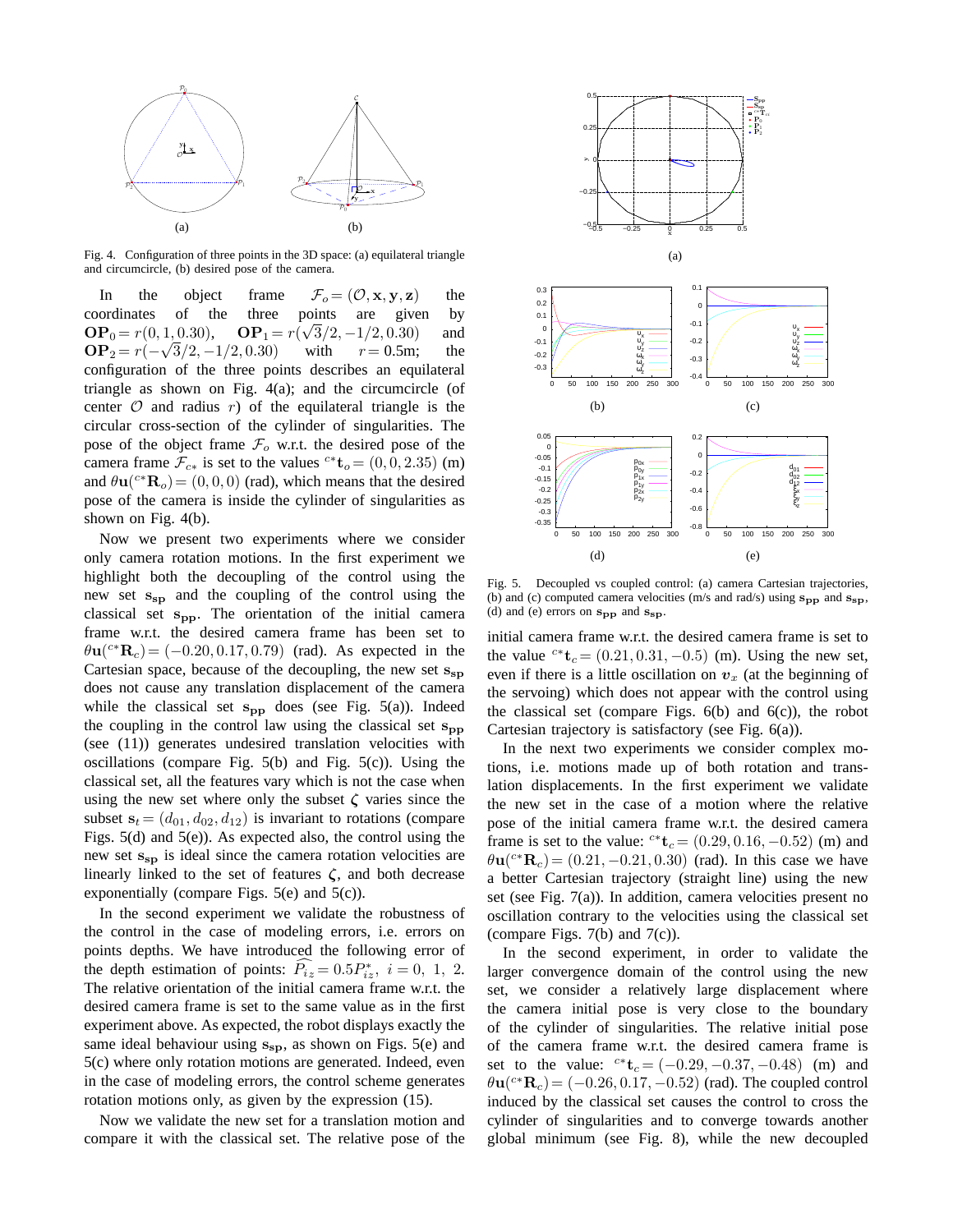Fig. 4. Configuration of three points in the 3D space: (a) equilateral triangle and circumcircle, (b) desired pose of the camera.

In the object frame $\mathcal{F}_o = (\mathcal{O}, \mathbf{x}, \mathbf{y}, \mathbf{z})$ the coordinates of the three points are given by $\mathbf{OP}_0 = r(0, 1, 0.30)$, $\mathbf{OP}_1 = r(\sqrt{3}/2, -1/2, 0.30)$ and $\mathbf{OP}_2 = r(-\sqrt{3}/2, -1/2, 0.30)$ with $r = 0.5$m; the configuration of the three points describes an equilateral triangle as shown on Fig. 4(a); and the circumcircle (of center $\mathcal{O}$ and radius $r$) of the equilateral triangle is the circular cross-section of the cylinder of singularities. The pose of the object frame $\mathcal{F}_o$ w.r.t. the desired pose of the camera frame $\mathcal{F}_{c*}$ is set to the values ${}^{c*}\mathbf{t}_o = (0, 0, 2.35)$ (m) and $\theta\mathbf{u}({}^{c*}\mathbf{R}_o) = (0, 0, 0)$ (rad), which means that the desired pose of the camera is inside the cylinder of singularities as shown on Fig. 4(b).

Now we present two experiments where we consider only camera rotation motions. In the first experiment we highlight both the decoupling of the control using the new set $\mathbf{s_{sp}}$ and the coupling of the control using the classical set $\mathbf{s_{pp}}$. The orientation of the initial camera frame w.r.t. the desired camera frame has been set to $\theta\mathbf{u}({}^{c*}\mathbf{R}_c) = (-0.20, 0.17, 0.79)$ (rad). As expected in the Cartesian space, because of the decoupling, the new set $\mathbf{s_{sp}}$ does not cause any translation displacement of the camera while the classical set $\mathbf{s_{pp}}$ does (see Fig. 5(a)). Indeed the coupling in the control law using the classical set $\mathbf{s_{pp}}$ (see (11)) generates undesired translation velocities with oscillations (compare Fig. 5(b) and Fig. 5(c)). Using the classical set, all the features vary which is not the case when using the new set where only the subset $\boldsymbol{\zeta}$ varies since the subset $\mathbf{s}_t = (d_{01}, d_{02}, d_{12})$ is invariant to rotations (compare Figs. 5(d) and 5(e)). As expected also, the control using the new set $\mathbf{s_{sp}}$ is ideal since the camera rotation velocities are linearly linked to the set of features $\boldsymbol{\zeta}$, and both decrease exponentially (compare Figs. 5(e) and 5(c)).

In the second experiment we validate the robustness of the control in the case of modeling errors, i.e. errors on points depths. We have introduced the following error of the depth estimation of points: $\widehat{P_{iz}} = 0.5P^*_{iz},\ i = 0,\ 1,\ 2$. The relative orientation of the initial camera frame w.r.t. the desired camera frame is set to the same value as in the first experiment above. As expected, the robot displays exactly the same ideal behaviour using $\mathbf{s_{sp}}$, as shown on Figs. 5(e) and 5(c) where only rotation motions are generated. Indeed, even in the case of modeling errors, the control scheme generates rotation motions only, as given by the expression (15).

Now we validate the new set for a translation motion and compare it with the classical set. The relative pose of the initial camera frame w.r.t. the desired camera frame is set to the value ${}^{c*}\mathbf{t}_c = (0.21, 0.31, -0.5)$ (m). Using the new set, even if there is a little oscillation on $\boldsymbol{v}_x$ (at the beginning of the servoing) which does not appear with the control using the classical set (compare Figs. 6(b) and 6(c)), the robot Cartesian trajectory is satisfactory (see Fig. 6(a)).

Fig. 5. Decoupled vs coupled control: (a) camera Cartesian trajectories, (b) and (c) computed camera velocities (m/s and rad/s) using $\mathbf{s_{pp}}$ and $\mathbf{s_{sp}}$, (d) and (e) errors on $\mathbf{s_{pp}}$ and $\mathbf{s_{sp}}$.

In the next two experiments we consider complex motions, i.e. motions made up of both rotation and translation displacements. In the first experiment we validate the new set in the case of a motion where the relative pose of the initial camera frame w.r.t. the desired camera frame is set to the value: ${}^{c*}\mathbf{t}_c = (0.29, 0.16, -0.52)$ (m) and $\theta\mathbf{u}({}^{c*}\mathbf{R}_c) = (0.21, -0.21, 0.30)$ (rad). In this case we have a better Cartesian trajectory (straight line) using the new set (see Fig. 7(a)). In addition, camera velocities present no oscillation contrary to the velocities using the classical set (compare Figs. 7(b) and 7(c)).

In the second experiment, in order to validate the larger convergence domain of the control using the new set, we consider a relatively large displacement where the camera initial pose is very close to the boundary of the cylinder of singularities. The relative initial pose of the camera frame w.r.t. the desired camera frame is set to the value: ${}^{c*}\mathbf{t}_c = (-0.29, -0.37, -0.48)$ (m) and $\theta\mathbf{u}({}^{c*}\mathbf{R}_c) = (-0.26, 0.17, -0.52)$ (rad). The coupled control induced by the classical set causes the control to cross the cylinder of singularities and to converge towards another global minimum (see Fig. 8), while the new decoupled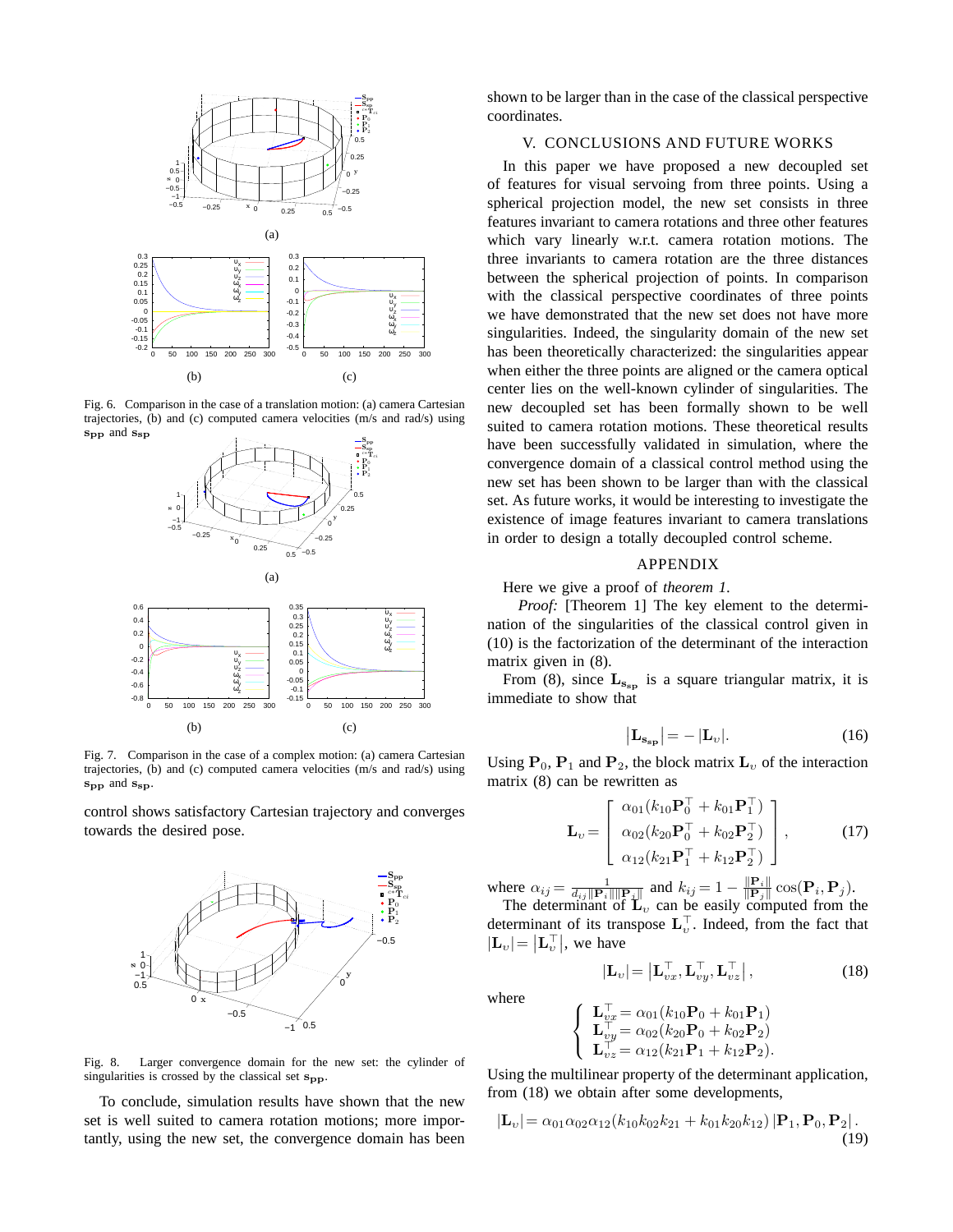Fig. 6. Comparison in the case of a translation motion: (a) camera Cartesian trajectories, (b) and (c) computed camera velocities (m/s and rad/s) using $\mathbf{s_{pp}}$ and $\mathbf{s_{sp}}$

Fig. 7. Comparison in the case of a complex motion: (a) camera Cartesian trajectories, (b) and (c) computed camera velocities (m/s and rad/s) using $\mathbf{s_{pp}}$ and $\mathbf{s_{sp}}$.

control shows satisfactory Cartesian trajectory and converges towards the desired pose.

Fig. 8. Larger convergence domain for the new set: the cylinder of singularities is crossed by the classical set $\mathbf{s_{pp}}$.

To conclude, simulation results have shown that the new set is well suited to camera rotation motions; more importantly, using the new set, the convergence domain has been shown to be larger than in the case of the classical perspective coordinates.

## V. CONCLUSIONS AND FUTURE WORKS

In this paper we have proposed a new decoupled set of features for visual servoing from three points. Using a spherical projection model, the new set consists in three features invariant to camera rotations and three other features which vary linearly w.r.t. camera rotation motions. The three invariants to camera rotation are the three distances between the spherical projection of points. In comparison with the classical perspective coordinates of three points we have demonstrated that the new set does not have more singularities. Indeed, the singularity domain of the new set has been theoretically characterized: the singularities appear when either the three points are aligned or the camera optical center lies on the well-known cylinder of singularities. The new decoupled set has been formally shown to be well suited to camera rotation motions. These theoretical results have been successfully validated in simulation, where the convergence domain of a classical control method using the new set has been shown to be larger than with the classical set. As future works, it would be interesting to investigate the existence of image features invariant to camera translations in order to design a totally decoupled control scheme.

## APPENDIX

Here we give a proof of *theorem 1*.

*Proof:* [Theorem 1] The key element to the determination of the singularities of the classical control given in (10) is the factorization of the determinant of the interaction matrix given in (8).

From (8), since $\mathbf{L_{s_{sp}}}$ is a square triangular matrix, it is immediate to show that

$$|\mathbf{L_{s_{sp}}}| = -|\mathbf{L}_\upsilon|. \tag{16}$$

Using $\mathbf{P}_0$, $\mathbf{P}_1$ and $\mathbf{P}_2$, the block matrix $\mathbf{L}_\upsilon$ of the interaction matrix (8) can be rewritten as

$$\mathbf{L}_\upsilon = \begin{bmatrix} \alpha_{01}(k_{10}\mathbf{P}_0^\top + k_{01}\mathbf{P}_1^\top) \\ \alpha_{02}(k_{20}\mathbf{P}_0^\top + k_{02}\mathbf{P}_2^\top) \\ \alpha_{12}(k_{21}\mathbf{P}_1^\top + k_{12}\mathbf{P}_2^\top) \end{bmatrix}, \tag{17}$$

where $\alpha_{ij} = \frac{1}{d_{ij}\|\mathbf{P}_i\|\|\mathbf{P}_j\|}$ and $k_{ij} = 1 - \frac{\|\mathbf{P}_i\|}{\|\mathbf{P}_j\|}\cos(\mathbf{P}_i, \mathbf{P}_j)$.

The determinant of $\mathbf{L}_\upsilon$ can be easily computed from the determinant of its transpose $\mathbf{L}_\upsilon^\top$. Indeed, from the fact that $|\mathbf{L}_\upsilon| = |\mathbf{L}_\upsilon^\top|$, we have

$$|\mathbf{L}_\upsilon| = \left|\mathbf{L}_{\upsilon x}^\top, \mathbf{L}_{\upsilon y}^\top, \mathbf{L}_{\upsilon z}^\top\right|, \tag{18}$$

where

$$\begin{cases} \mathbf{L}_{\upsilon x}^\top = \alpha_{01}(k_{10}\mathbf{P}_0 + k_{01}\mathbf{P}_1) \\ \mathbf{L}_{\upsilon y}^\top = \alpha_{02}(k_{20}\mathbf{P}_0 + k_{02}\mathbf{P}_2) \\ \mathbf{L}_{\upsilon z}^\top = \alpha_{12}(k_{21}\mathbf{P}_1 + k_{12}\mathbf{P}_2). \end{cases}$$

Using the multilinear property of the determinant application, from (18) we obtain after some developments,

$$|\mathbf{L}_\upsilon| = \alpha_{01}\alpha_{02}\alpha_{12}(k_{10}k_{02}k_{21} + k_{01}k_{20}k_{12})\,|\mathbf{P}_1, \mathbf{P}_0, \mathbf{P}_2|. \tag{19}$$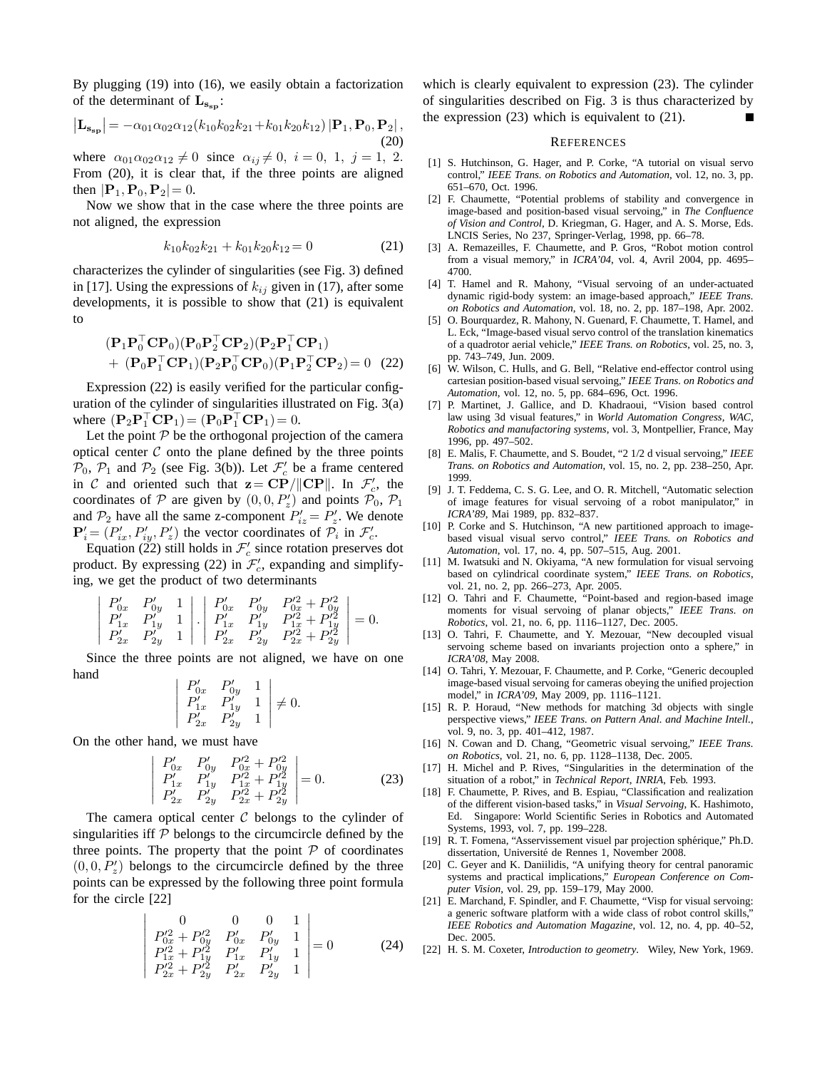By plugging (19) into (16), we easily obtain a factorization of the determinant of $\mathbf{L}_{\mathbf{s}_{\mathbf{sp}}}$:

$$\left|\mathbf{L}_{\mathbf{s}_{\mathbf{sp}}}\right| = -\alpha_{01}\alpha_{02}\alpha_{12}(k_{10}k_{02}k_{21}+k_{01}k_{20}k_{12})\left|\mathbf{P}_1,\mathbf{P}_0,\mathbf{P}_2\right|, \quad (20)$$

where $\alpha_{01}\alpha_{02}\alpha_{12} \neq 0$ since $\alpha_{ij} \neq 0,\ i=0,\ 1,\ j=1,\ 2$. From (20), it is clear that, if the three points are aligned then $|\mathbf{P}_1,\mathbf{P}_0,\mathbf{P}_2| = 0$.

Now we show that in the case where the three points are not aligned, the expression

$$k_{10}k_{02}k_{21} + k_{01}k_{20}k_{12} = 0 \quad (21)$$

characterizes the cylinder of singularities (see Fig. 3) defined in [17]. Using the expressions of $k_{ij}$ given in (17), after some developments, it is possible to show that (21) is equivalent to

$$\begin{aligned}&(\mathbf{P}_1\mathbf{P}_0^\top\mathbf{C}\mathbf{P}_0)(\mathbf{P}_0\mathbf{P}_2^\top\mathbf{C}\mathbf{P}_2)(\mathbf{P}_2\mathbf{P}_1^\top\mathbf{C}\mathbf{P}_1)\\ &+\ (\mathbf{P}_0\mathbf{P}_1^\top\mathbf{C}\mathbf{P}_1)(\mathbf{P}_2\mathbf{P}_0^\top\mathbf{C}\mathbf{P}_0)(\mathbf{P}_1\mathbf{P}_2^\top\mathbf{C}\mathbf{P}_2) = 0 \quad (22)\end{aligned}$$

Expression (22) is easily verified for the particular configuration of the cylinder of singularities illustrated on Fig. 3(a) where $(\mathbf{P}_2\mathbf{P}_1^\top\mathbf{C}\mathbf{P}_1) = (\mathbf{P}_0\mathbf{P}_1^\top\mathbf{C}\mathbf{P}_1) = 0$.

Let the point $\mathcal{P}$ be the orthogonal projection of the camera optical center $\mathcal{C}$ onto the plane defined by the three points $\mathcal{P}_0$, $\mathcal{P}_1$ and $\mathcal{P}_2$ (see Fig. 3(b)). Let $\mathcal{F}_c'$ be a frame centered in $\mathcal{C}$ and oriented such that $\mathbf{z} = \mathbf{CP}/\|\mathbf{CP}\|$. In $\mathcal{F}_c'$, the coordinates of $\mathcal{P}$ are given by $(0, 0, P_z')$ and points $\mathcal{P}_0$, $\mathcal{P}_1$ and $\mathcal{P}_2$ have all the same z-component $P_{iz}' = P_z'$. We denote $\mathbf{P}_i' = (P_{ix}', P_{iy}', P_z')$ the vector coordinates of $\mathcal{P}_i$ in $\mathcal{F}_c'$.

Equation (22) still holds in $\mathcal{F}_c'$ since rotation preserves dot product. By expressing (22) in $\mathcal{F}_c'$, expanding and simplifying, we get the product of two determinants

$$\begin{vmatrix} P_{0x}' & P_{0y}' & 1 \\ P_{1x}' & P_{1y}' & 1 \\ P_{2x}' & P_{2y}' & 1 \end{vmatrix} \cdot \begin{vmatrix} P_{0x}' & P_{0y}' & P_{0x}'^2 + P_{0y}'^2 \\ P_{1x}' & P_{1y}' & P_{1x}'^2 + P_{1y}'^2 \\ P_{2x}' & P_{2y}' & P_{2x}'^2 + P_{2y}'^2 \end{vmatrix} = 0.$$

Since the three points are not aligned, we have on one hand

$$\begin{vmatrix} P_{0x}' & P_{0y}' & 1 \\ P_{1x}' & P_{1y}' & 1 \\ P_{2x}' & P_{2y}' & 1 \end{vmatrix} \neq 0.$$

On the other hand, we must have

$$\begin{vmatrix} P_{0x}' & P_{0y}' & P_{0x}'^2 + P_{0y}'^2 \\ P_{1x}' & P_{1y}' & P_{1x}'^2 + P_{1y}'^2 \\ P_{2x}' & P_{2y}' & P_{2x}'^2 + P_{2y}'^2 \end{vmatrix} = 0. \quad (23)$$

The camera optical center $\mathcal{C}$ belongs to the cylinder of singularities iff $\mathcal{P}$ belongs to the circumcircle defined by the three points. The property that the point $\mathcal{P}$ of coordinates $(0, 0, P_z')$ belongs to the circumcircle defined by the three points can be expressed by the following three point formula for the circle [22]

$$\begin{vmatrix} 0 & 0 & 0 & 1 \\ P_{0x}'^2 + P_{0y}'^2 & P_{0x}' & P_{0y}' & 1 \\ P_{1x}'^2 + P_{1y}'^2 & P_{1x}' & P_{1y}' & 1 \\ P_{2x}'^2 + P_{2y}'^2 & P_{2x}' & P_{2y}' & 1 \end{vmatrix} = 0 \quad (24)$$

which is clearly equivalent to expression (23). The cylinder of singularities described on Fig. 3 is thus characterized by the expression (23) which is equivalent to (21). ∎

## References

[1] S. Hutchinson, G. Hager, and P. Corke, "A tutorial on visual servo control," *IEEE Trans. on Robotics and Automation*, vol. 12, no. 3, pp. 651–670, Oct. 1996.

[2] F. Chaumette, "Potential problems of stability and convergence in image-based and position-based visual servoing," in *The Confluence of Vision and Control*, D. Kriegman, G. Hager, and A. S. Morse, Eds. LNCIS Series, No 237, Springer-Verlag, 1998, pp. 66–78.

[3] A. Remazeilles, F. Chaumette, and P. Gros, "Robot motion control from a visual memory," in *ICRA'04*, vol. 4, Avril 2004, pp. 4695–4700.

[4] T. Hamel and R. Mahony, "Visual servoing of an under-actuated dynamic rigid-body system: an image-based approach," *IEEE Trans. on Robotics and Automation*, vol. 18, no. 2, pp. 187–198, Apr. 2002.

[5] O. Bourquardez, R. Mahony, N. Guenard, F. Chaumette, T. Hamel, and L. Eck, "Image-based visual servo control of the translation kinematics of a quadrotor aerial vehicle," *IEEE Trans. on Robotics*, vol. 25, no. 3, pp. 743–749, Jun. 2009.

[6] W. Wilson, C. Hulls, and G. Bell, "Relative end-effector control using cartesian position-based visual servoing," *IEEE Trans. on Robotics and Automation*, vol. 12, no. 5, pp. 684–696, Oct. 1996.

[7] P. Martinet, J. Gallice, and D. Khadraoui, "Vision based control law using 3d visual features," in *World Automation Congress, WAC, Robotics and manufactoring systems*, vol. 3, Montpellier, France, May 1996, pp. 497–502.

[8] E. Malis, F. Chaumette, and S. Boudet, "2 1/2 d visual servoing," *IEEE Trans. on Robotics and Automation*, vol. 15, no. 2, pp. 238–250, Apr. 1999.

[9] J. T. Feddema, C. S. G. Lee, and O. R. Mitchell, "Automatic selection of image features for visual servoing of a robot manipulator," in *ICRA'89*, Mai 1989, pp. 832–837.

[10] P. Corke and S. Hutchinson, "A new partitioned approach to image-based visual visual servo control," *IEEE Trans. on Robotics and Automation*, vol. 17, no. 4, pp. 507–515, Aug. 2001.

[11] M. Iwatsuki and N. Okiyama, "A new formulation for visual servoing based on cylindrical coordinate system," *IEEE Trans. on Robotics*, vol. 21, no. 2, pp. 266–273, Apr. 2005.

[12] O. Tahri and F. Chaumette, "Point-based and region-based image moments for visual servoing of planar objects," *IEEE Trans. on Robotics*, vol. 21, no. 6, pp. 1116–1127, Dec. 2005.

[13] O. Tahri, F. Chaumette, and Y. Mezouar, "New decoupled visual servoing scheme based on invariants projection onto a sphere," in *ICRA'08*, May 2008.

[14] O. Tahri, Y. Mezouar, F. Chaumette, and P. Corke, "Generic decoupled image-based visual servoing for cameras obeying the unified projection model," in *ICRA'09*, May 2009, pp. 1116–1121.

[15] R. P. Horaud, "New methods for matching 3d objects with single perspective views," *IEEE Trans. on Pattern Anal. and Machine Intell.*, vol. 9, no. 3, pp. 401–412, 1987.

[16] N. Cowan and D. Chang, "Geometric visual servoing," *IEEE Trans. on Robotics*, vol. 21, no. 6, pp. 1128–1138, Dec. 2005.

[17] H. Michel and P. Rives, "Singularities in the determination of the situation of a robot," in *Technical Report, INRIA*, Feb. 1993.

[18] F. Chaumette, P. Rives, and B. Espiau, "Classification and realization of the different vision-based tasks," in *Visual Servoing*, K. Hashimoto, Ed. Singapore: World Scientific Series in Robotics and Automated Systems, 1993, vol. 7, pp. 199–228.

[19] R. T. Fomena, "Asservissement visuel par projection sphérique," Ph.D. dissertation, Université de Rennes 1, November 2008.

[20] C. Geyer and K. Daniilidis, "A unifying theory for central panoramic systems and practical implications," *European Conference on Computer Vision*, vol. 29, pp. 159–179, May 2000.

[21] E. Marchand, F. Spindler, and F. Chaumette, "Visp for visual servoing: a generic software platform with a wide class of robot control skills," *IEEE Robotics and Automation Magazine*, vol. 12, no. 4, pp. 40–52, Dec. 2005.

[22] H. S. M. Coxeter, *Introduction to geometry*. Wiley, New York, 1969.